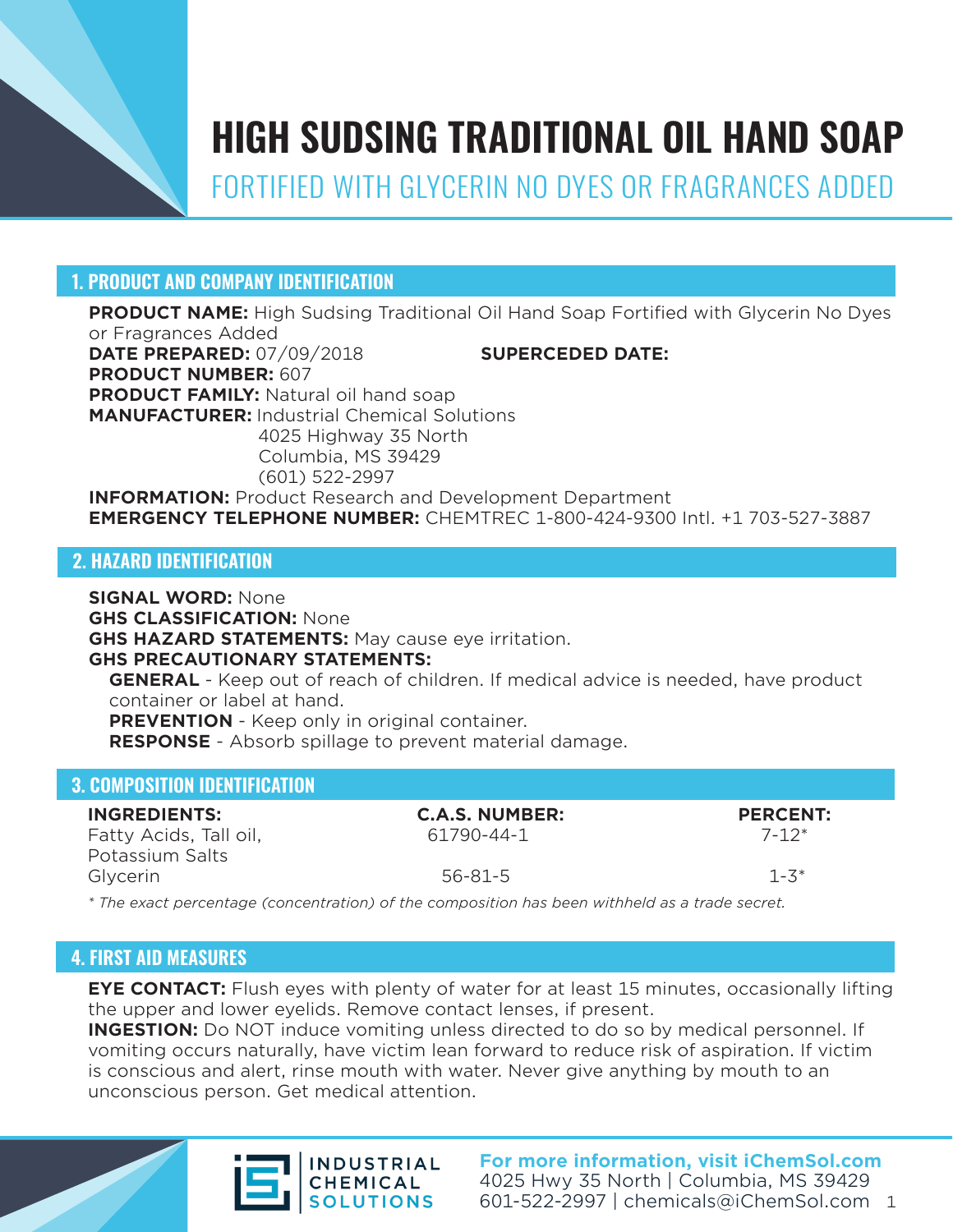# HIGH SUDSING TRADITIONAL OIL HAND SOAP

FORTIFIED WITH GLYCERIN NO DYES OR FRAGRANCES ADDED

## 1. PRODUCT AND COMPANY IDENTIFICATION

**PRODUCT NAME:** High Sudsing Traditional Oil Hand Soap Fortified with Glycerin No Dyes or Fragrances Added
**DATE PREPARED:** 07/09/2018 **SUPERCEDED DATE:**
**PRODUCT NUMBER:** 607
**PRODUCT FAMILY:** Natural oil hand soap
**MANUFACTURER:** Industrial Chemical Solutions
4025 Highway 35 North
Columbia, MS 39429
(601) 522-2997
**INFORMATION:** Product Research and Development Department
**EMERGENCY TELEPHONE NUMBER:** CHEMTREC 1-800-424-9300 Intl. +1 703-527-3887

## 2. HAZARD IDENTIFICATION

**SIGNAL WORD:** None
**GHS CLASSIFICATION:** None
**GHS HAZARD STATEMENTS:** May cause eye irritation.
**GHS PRECAUTIONARY STATEMENTS:**

**GENERAL** - Keep out of reach of children. If medical advice is needed, have product container or label at hand.
**PREVENTION** - Keep only in original container.
**RESPONSE** - Absorb spillage to prevent material damage.

## 3. COMPOSITION IDENTIFICATION

| INGREDIENTS: | C.A.S. NUMBER: | PERCENT: |
|---|---|---|
| Fatty Acids, Tall oil, Potassium Salts | 61790-44-1 | 7-12* |
| Glycerin | 56-81-5 | 1-3* |

*\* The exact percentage (concentration) of the composition has been withheld as a trade secret.*

## 4. FIRST AID MEASURES

**EYE CONTACT:** Flush eyes with plenty of water for at least 15 minutes, occasionally lifting the upper and lower eyelids. Remove contact lenses, if present.
**INGESTION:** Do NOT induce vomiting unless directed to do so by medical personnel. If vomiting occurs naturally, have victim lean forward to reduce risk of aspiration. If victim is conscious and alert, rinse mouth with water. Never give anything by mouth to an unconscious person. Get medical attention.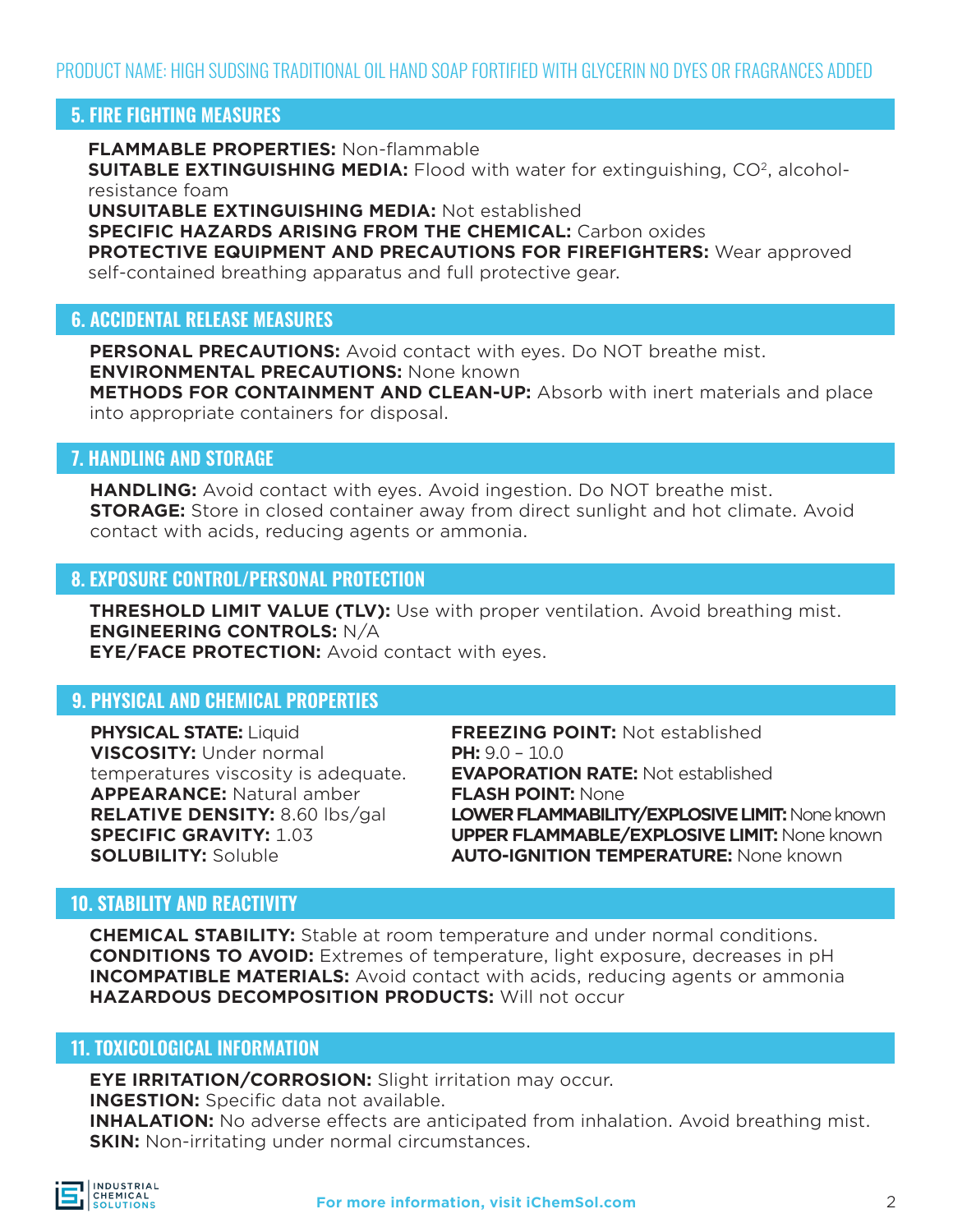## 5. FIRE FIGHTING MEASURES

**FLAMMABLE PROPERTIES:** Non-flammable
**SUITABLE EXTINGUISHING MEDIA:** Flood with water for extinguishing, $CO^2$, alcohol-resistance foam
**UNSUITABLE EXTINGUISHING MEDIA:** Not established
**SPECIFIC HAZARDS ARISING FROM THE CHEMICAL:** Carbon oxides
**PROTECTIVE EQUIPMENT AND PRECAUTIONS FOR FIREFIGHTERS:** Wear approved self-contained breathing apparatus and full protective gear.

## 6. ACCIDENTAL RELEASE MEASURES

**PERSONAL PRECAUTIONS:** Avoid contact with eyes. Do NOT breathe mist.
**ENVIRONMENTAL PRECAUTIONS:** None known
**METHODS FOR CONTAINMENT AND CLEAN-UP:** Absorb with inert materials and place into appropriate containers for disposal.

## 7. HANDLING AND STORAGE

**HANDLING:** Avoid contact with eyes. Avoid ingestion. Do NOT breathe mist.
**STORAGE:** Store in closed container away from direct sunlight and hot climate. Avoid contact with acids, reducing agents or ammonia.

## 8. EXPOSURE CONTROL/PERSONAL PROTECTION

**THRESHOLD LIMIT VALUE (TLV):** Use with proper ventilation. Avoid breathing mist.
**ENGINEERING CONTROLS:** N/A
**EYE/FACE PROTECTION:** Avoid contact with eyes.

## 9. PHYSICAL AND CHEMICAL PROPERTIES

**PHYSICAL STATE:** Liquid
**VISCOSITY:** Under normal temperatures viscosity is adequate.
**APPEARANCE:** Natural amber
**RELATIVE DENSITY:** 8.60 lbs/gal
**SPECIFIC GRAVITY:** 1.03
**SOLUBILITY:** Soluble
**FREEZING POINT:** Not established
**PH:** 9.0 – 10.0
**EVAPORATION RATE:** Not established
**FLASH POINT:** None
**LOWER FLAMMABILITY/EXPLOSIVE LIMIT:** None known
**UPPER FLAMMABLE/EXPLOSIVE LIMIT:** None known
**AUTO-IGNITION TEMPERATURE:** None known

## 10. STABILITY AND REACTIVITY

**CHEMICAL STABILITY:** Stable at room temperature and under normal conditions.
**CONDITIONS TO AVOID:** Extremes of temperature, light exposure, decreases in pH
**INCOMPATIBLE MATERIALS:** Avoid contact with acids, reducing agents or ammonia
**HAZARDOUS DECOMPOSITION PRODUCTS:** Will not occur

## 11. TOXICOLOGICAL INFORMATION

**EYE IRRITATION/CORROSION:** Slight irritation may occur.
**INGESTION:** Specific data not available.
**INHALATION:** No adverse effects are anticipated from inhalation. Avoid breathing mist.
**SKIN:** Non-irritating under normal circumstances.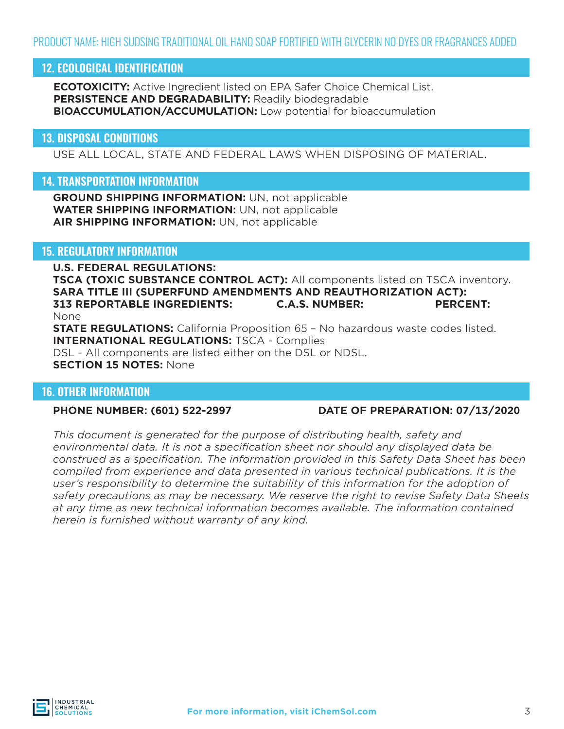## 12. ECOLOGICAL IDENTIFICATION

**ECOTOXICITY:** Active Ingredient listed on EPA Safer Choice Chemical List.
**PERSISTENCE AND DEGRADABILITY:** Readily biodegradable
**BIOACCUMULATION/ACCUMULATION:** Low potential for bioaccumulation

## 13. DISPOSAL CONDITIONS

USE ALL LOCAL, STATE AND FEDERAL LAWS WHEN DISPOSING OF MATERIAL.

## 14. TRANSPORTATION INFORMATION

**GROUND SHIPPING INFORMATION:** UN, not applicable
**WATER SHIPPING INFORMATION:** UN, not applicable
**AIR SHIPPING INFORMATION:** UN, not applicable

## 15. REGULATORY INFORMATION

**U.S. FEDERAL REGULATIONS:**
**TSCA (TOXIC SUBSTANCE CONTROL ACT):** All components listed on TSCA inventory.
**SARA TITLE III (SUPERFUND AMENDMENTS AND REAUTHORIZATION ACT):**

| 313 REPORTABLE INGREDIENTS: | C.A.S. NUMBER: | PERCENT: |
|---|---|---|
| None | | |

**STATE REGULATIONS:** California Proposition 65 – No hazardous waste codes listed.
**INTERNATIONAL REGULATIONS:** TSCA - Complies
DSL - All components are listed either on the DSL or NDSL.
**SECTION 15 NOTES:** None

## 16. OTHER INFORMATION

**PHONE NUMBER: (601) 522-2997** **DATE OF PREPARATION: 07/13/2020**

*This document is generated for the purpose of distributing health, safety and environmental data. It is not a specification sheet nor should any displayed data be construed as a specification. The information provided in this Safety Data Sheet has been compiled from experience and data presented in various technical publications. It is the user's responsibility to determine the suitability of this information for the adoption of safety precautions as may be necessary. We reserve the right to revise Safety Data Sheets at any time as new technical information becomes available. The information contained herein is furnished without warranty of any kind.*